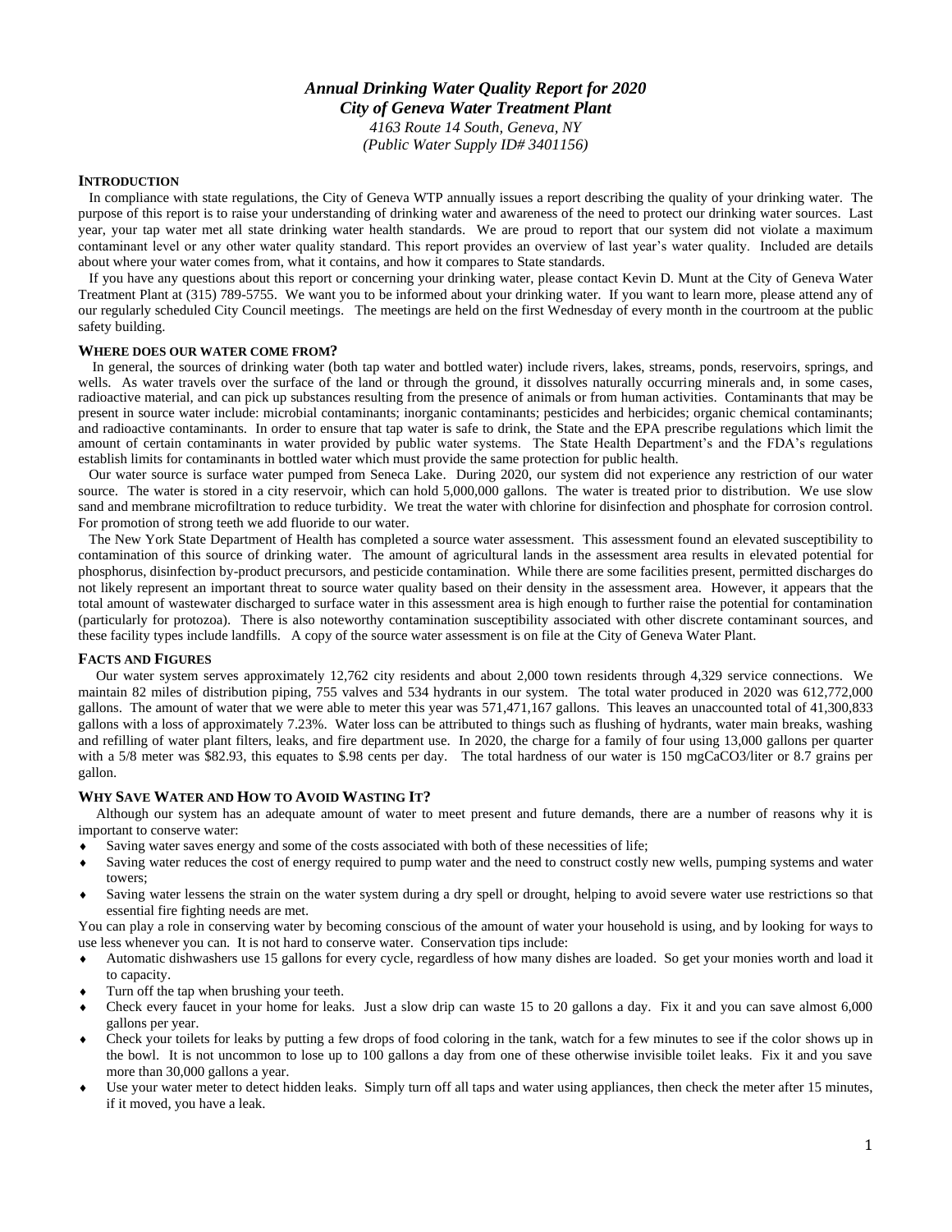# *Annual Drinking Water Quality Report for 2020*
## *City of Geneva Water Treatment Plant*

*4163 Route 14 South, Geneva, NY*
*(Public Water Supply ID# 3401156)*

## INTRODUCTION

In compliance with state regulations, the City of Geneva WTP annually issues a report describing the quality of your drinking water. The purpose of this report is to raise your understanding of drinking water and awareness of the need to protect our drinking water sources. Last year, your tap water met all state drinking water health standards. We are proud to report that our system did not violate a maximum contaminant level or any other water quality standard. This report provides an overview of last year's water quality. Included are details about where your water comes from, what it contains, and how it compares to State standards.

If you have any questions about this report or concerning your drinking water, please contact Kevin D. Munt at the City of Geneva Water Treatment Plant at (315) 789-5755. We want you to be informed about your drinking water. If you want to learn more, please attend any of our regularly scheduled City Council meetings. The meetings are held on the first Wednesday of every month in the courtroom at the public safety building.

## WHERE DOES OUR WATER COME FROM?

In general, the sources of drinking water (both tap water and bottled water) include rivers, lakes, streams, ponds, reservoirs, springs, and wells. As water travels over the surface of the land or through the ground, it dissolves naturally occurring minerals and, in some cases, radioactive material, and can pick up substances resulting from the presence of animals or from human activities. Contaminants that may be present in source water include: microbial contaminants; inorganic contaminants; pesticides and herbicides; organic chemical contaminants; and radioactive contaminants. In order to ensure that tap water is safe to drink, the State and the EPA prescribe regulations which limit the amount of certain contaminants in water provided by public water systems. The State Health Department's and the FDA's regulations establish limits for contaminants in bottled water which must provide the same protection for public health.

Our water source is surface water pumped from Seneca Lake. During 2020, our system did not experience any restriction of our water source. The water is stored in a city reservoir, which can hold 5,000,000 gallons. The water is treated prior to distribution. We use slow sand and membrane microfiltration to reduce turbidity. We treat the water with chlorine for disinfection and phosphate for corrosion control. For promotion of strong teeth we add fluoride to our water.

The New York State Department of Health has completed a source water assessment. This assessment found an elevated susceptibility to contamination of this source of drinking water. The amount of agricultural lands in the assessment area results in elevated potential for phosphorus, disinfection by-product precursors, and pesticide contamination. While there are some facilities present, permitted discharges do not likely represent an important threat to source water quality based on their density in the assessment area. However, it appears that the total amount of wastewater discharged to surface water in this assessment area is high enough to further raise the potential for contamination (particularly for protozoa). There is also noteworthy contamination susceptibility associated with other discrete contaminant sources, and these facility types include landfills. A copy of the source water assessment is on file at the City of Geneva Water Plant.

## FACTS AND FIGURES

Our water system serves approximately 12,762 city residents and about 2,000 town residents through 4,329 service connections. We maintain 82 miles of distribution piping, 755 valves and 534 hydrants in our system. The total water produced in 2020 was 612,772,000 gallons. The amount of water that we were able to meter this year was 571,471,167 gallons. This leaves an unaccounted total of 41,300,833 gallons with a loss of approximately 7.23%. Water loss can be attributed to things such as flushing of hydrants, water main breaks, washing and refilling of water plant filters, leaks, and fire department use. In 2020, the charge for a family of four using 13,000 gallons per quarter with a 5/8 meter was $82.93, this equates to $.98 cents per day. The total hardness of our water is 150 mgCaCO3/liter or 8.7 grains per gallon.

## WHY SAVE WATER AND HOW TO AVOID WASTING IT?

Although our system has an adequate amount of water to meet present and future demands, there are a number of reasons why it is important to conserve water:

- Saving water saves energy and some of the costs associated with both of these necessities of life;
- Saving water reduces the cost of energy required to pump water and the need to construct costly new wells, pumping systems and water towers;
- Saving water lessens the strain on the water system during a dry spell or drought, helping to avoid severe water use restrictions so that essential fire fighting needs are met.

You can play a role in conserving water by becoming conscious of the amount of water your household is using, and by looking for ways to use less whenever you can. It is not hard to conserve water. Conservation tips include:

- Automatic dishwashers use 15 gallons for every cycle, regardless of how many dishes are loaded. So get your monies worth and load it to capacity.
- Turn off the tap when brushing your teeth.
- Check every faucet in your home for leaks. Just a slow drip can waste 15 to 20 gallons a day. Fix it and you can save almost 6,000 gallons per year.
- Check your toilets for leaks by putting a few drops of food coloring in the tank, watch for a few minutes to see if the color shows up in the bowl. It is not uncommon to lose up to 100 gallons a day from one of these otherwise invisible toilet leaks. Fix it and you save more than 30,000 gallons a year.
- Use your water meter to detect hidden leaks. Simply turn off all taps and water using appliances, then check the meter after 15 minutes, if it moved, you have a leak.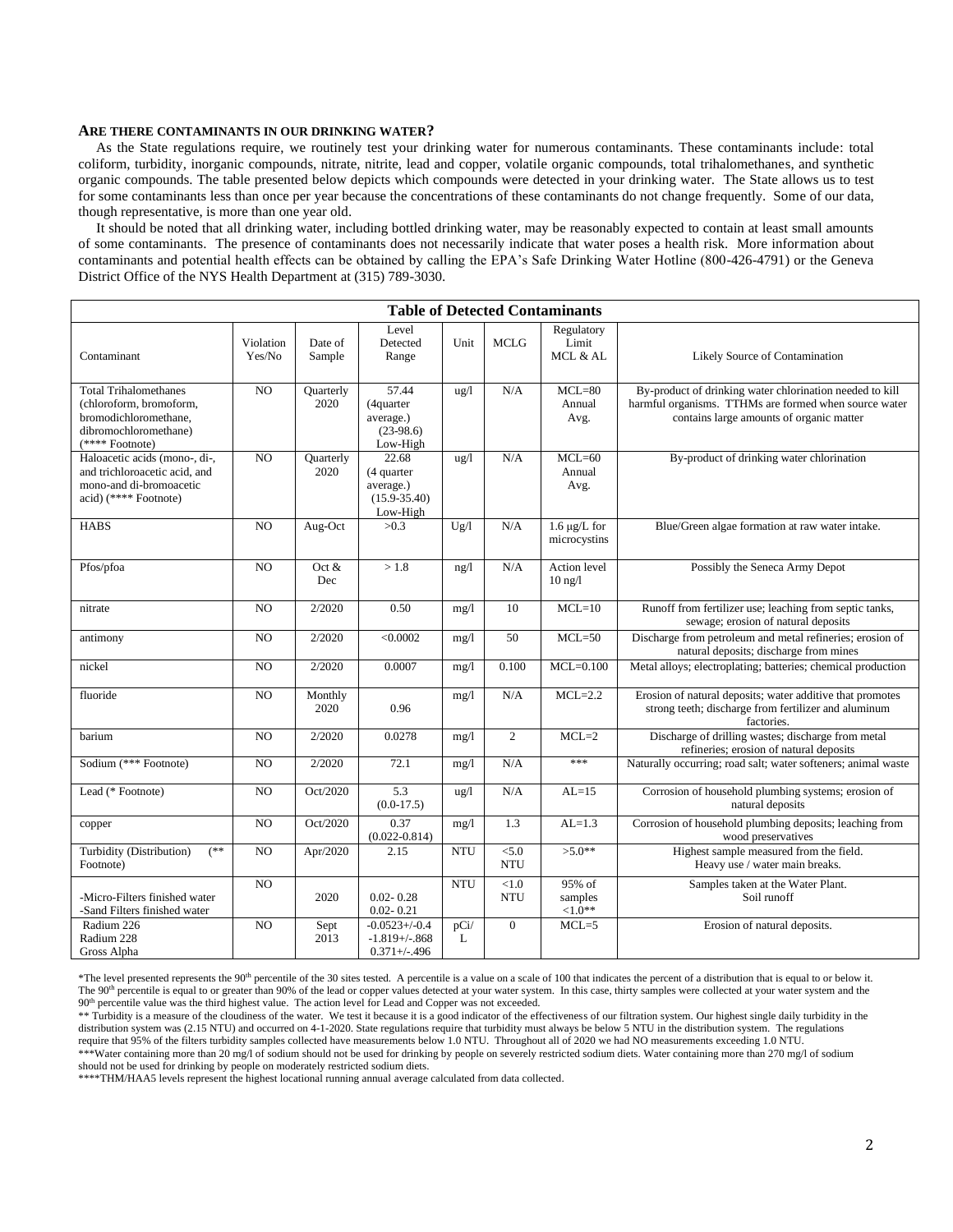## ARE THERE CONTAMINANTS IN OUR DRINKING WATER?

As the State regulations require, we routinely test your drinking water for numerous contaminants. These contaminants include: total coliform, turbidity, inorganic compounds, nitrate, nitrite, lead and copper, volatile organic compounds, total trihalomethanes, and synthetic organic compounds. The table presented below depicts which compounds were detected in your drinking water. The State allows us to test for some contaminants less than once per year because the concentrations of these contaminants do not change frequently. Some of our data, though representative, is more than one year old.

It should be noted that all drinking water, including bottled drinking water, may be reasonably expected to contain at least small amounts of some contaminants. The presence of contaminants does not necessarily indicate that water poses a health risk. More information about contaminants and potential health effects can be obtained by calling the EPA's Safe Drinking Water Hotline (800-426-4791) or the Geneva District Office of the NYS Health Department at (315) 789-3030.

**Table of Detected Contaminants**

| Contaminant | Violation Yes/No | Date of Sample | Level Detected Range | Unit | MCLG | Regulatory Limit MCL & AL | Likely Source of Contamination |
|---|---|---|---|---|---|---|---|
| Total Trihalomethanes (chloroform, bromoform, bromodichloromethane, dibromochloromethane) (**** Footnote) | NO | Quarterly 2020 | 57.44 (4quarter average.) (23-98.6) Low-High | ug/l | N/A | MCL=80 Annual Avg. | By-product of drinking water chlorination needed to kill harmful organisms. TTHMs are formed when source water contains large amounts of organic matter |
| Haloacetic acids (mono-, di-, and trichloroacetic acid, and mono-and di-bromoacetic acid) (**** Footnote) | NO | Quarterly 2020 | 22.68 (4 quarter average.) (15.9-35.40) Low-High | ug/l | N/A | MCL=60 Annual Avg. | By-product of drinking water chlorination |
| HABS | NO | Aug-Oct | >0.3 | Ug/l | N/A | 1.6 µg/L for microcystins | Blue/Green algae formation at raw water intake. |
| Pfos/pfoa | NO | Oct & Dec | > 1.8 | ng/l | N/A | Action level 10 ng/l | Possibly the Seneca Army Depot |
| nitrate | NO | 2/2020 | 0.50 | mg/l | 10 | MCL=10 | Runoff from fertilizer use; leaching from septic tanks, sewage; erosion of natural deposits |
| antimony | NO | 2/2020 | <0.0002 | mg/l | 50 | MCL=50 | Discharge from petroleum and metal refineries; erosion of natural deposits; discharge from mines |
| nickel | NO | 2/2020 | 0.0007 | mg/l | 0.100 | MCL=0.100 | Metal alloys; electroplating; batteries; chemical production |
| fluoride | NO | Monthly 2020 | 0.96 | mg/l | N/A | MCL=2.2 | Erosion of natural deposits; water additive that promotes strong teeth; discharge from fertilizer and aluminum factories. |
| barium | NO | 2/2020 | 0.0278 | mg/l | 2 | MCL=2 | Discharge of drilling wastes; discharge from metal refineries; erosion of natural deposits |
| Sodium (*** Footnote) | NO | 2/2020 | 72.1 | mg/l | N/A | *** | Naturally occurring; road salt; water softeners; animal waste |
| Lead (* Footnote) | NO | Oct/2020 | 5.3 (0.0-17.5) | ug/l | N/A | AL=15 | Corrosion of household plumbing systems; erosion of natural deposits |
| copper | NO | Oct/2020 | 0.37 (0.022-0.814) | mg/l | 1.3 | AL=1.3 | Corrosion of household plumbing deposits; leaching from wood preservatives |
| Turbidity (Distribution) (** Footnote) | NO | Apr/2020 | 2.15 | NTU | <5.0 NTU | >5.0** | Highest sample measured from the field. Heavy use / water main breaks. |
| -Micro-Filters finished water -Sand Filters finished water | NO | 2020 | 0.02- 0.28 0.02- 0.21 | NTU | <1.0 NTU | 95% of samples <1.0** | Samples taken at the Water Plant. Soil runoff |
| Radium 226 Radium 228 Gross Alpha | NO | Sept 2013 | -0.0523+/-0.4 -1.819+/-.868 0.371+/-.496 | pCi/L | 0 | MCL=5 | Erosion of natural deposits. |

*The level presented represents the 90th percentile of the 30 sites tested. A percentile is a value on a scale of 100 that indicates the percent of a distribution that is equal to or below it. The 90th percentile is equal to or greater than 90% of the lead or copper values detected at your water system. In this case, thirty samples were collected at your water system and the 90th percentile value was the third highest value. The action level for Lead and Copper was not exceeded.

** Turbidity is a measure of the cloudiness of the water. We test it because it is a good indicator of the effectiveness of our filtration system. Our highest single daily turbidity in the distribution system was (2.15 NTU) and occurred on 4-1-2020. State regulations require that turbidity must always be below 5 NTU in the distribution system. The regulations require that 95% of the filters turbidity samples collected have measurements below 1.0 NTU. Throughout all of 2020 we had NO measurements exceeding 1.0 NTU.

***Water containing more than 20 mg/l of sodium should not be used for drinking by people on severely restricted sodium diets. Water containing more than 270 mg/l of sodium should not be used for drinking by people on moderately restricted sodium diets.

****THM/HAA5 levels represent the highest locational running annual average calculated from data collected.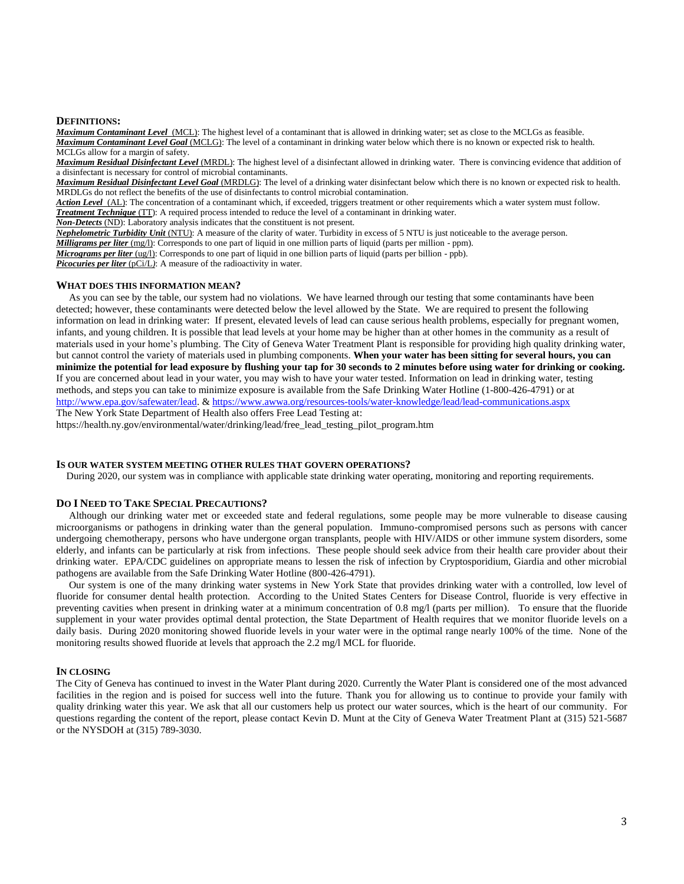### DEFINITIONS:

***Maximum Contaminant Level*** (MCL): The highest level of a contaminant that is allowed in drinking water; set as close to the MCLGs as feasible.
***Maximum Contaminant Level Goal*** (MCLG): The level of a contaminant in drinking water below which there is no known or expected risk to health. MCLGs allow for a margin of safety.
***Maximum Residual Disinfectant Level*** (MRDL): The highest level of a disinfectant allowed in drinking water. There is convincing evidence that addition of a disinfectant is necessary for control of microbial contaminants.
***Maximum Residual Disinfectant Level Goal*** (MRDLG): The level of a drinking water disinfectant below which there is no known or expected risk to health. MRDLGs do not reflect the benefits of the use of disinfectants to control microbial contamination.
***Action Level*** (AL): The concentration of a contaminant which, if exceeded, triggers treatment or other requirements which a water system must follow.
***Treatment Technique*** (TT): A required process intended to reduce the level of a contaminant in drinking water.
***Non-Detects*** (ND): Laboratory analysis indicates that the constituent is not present.
***Nephelometric Turbidity Unit*** (NTU): A measure of the clarity of water. Turbidity in excess of 5 NTU is just noticeable to the average person.
***Milligrams per liter*** (mg/l): Corresponds to one part of liquid in one million parts of liquid (parts per million - ppm).
***Micrograms per liter*** (ug/l): Corresponds to one part of liquid in one billion parts of liquid (parts per billion - ppb).
***Picocuries per liter*** (pCi/L): A measure of the radioactivity in water.

### WHAT DOES THIS INFORMATION MEAN?

As you can see by the table, our system had no violations. We have learned through our testing that some contaminants have been detected; however, these contaminants were detected below the level allowed by the State. We are required to present the following information on lead in drinking water: If present, elevated levels of lead can cause serious health problems, especially for pregnant women, infants, and young children. It is possible that lead levels at your home may be higher than at other homes in the community as a result of materials used in your home's plumbing. The City of Geneva Water Treatment Plant is responsible for providing high quality drinking water, but cannot control the variety of materials used in plumbing components. **When your water has been sitting for several hours, you can minimize the potential for lead exposure by flushing your tap for 30 seconds to 2 minutes before using water for drinking or cooking.** If you are concerned about lead in your water, you may wish to have your water tested. Information on lead in drinking water, testing methods, and steps you can take to minimize exposure is available from the Safe Drinking Water Hotline (1-800-426-4791) or at http://www.epa.gov/safewater/lead. & https://www.awwa.org/resources-tools/water-knowledge/lead/lead-communications.aspx
The New York State Department of Health also offers Free Lead Testing at:
https://health.ny.gov/environmental/water/drinking/lead/free_lead_testing_pilot_program.htm

### IS OUR WATER SYSTEM MEETING OTHER RULES THAT GOVERN OPERATIONS?

During 2020, our system was in compliance with applicable state drinking water operating, monitoring and reporting requirements.

### DO I NEED TO TAKE SPECIAL PRECAUTIONS?

Although our drinking water met or exceeded state and federal regulations, some people may be more vulnerable to disease causing microorganisms or pathogens in drinking water than the general population. Immuno-compromised persons such as persons with cancer undergoing chemotherapy, persons who have undergone organ transplants, people with HIV/AIDS or other immune system disorders, some elderly, and infants can be particularly at risk from infections. These people should seek advice from their health care provider about their drinking water. EPA/CDC guidelines on appropriate means to lessen the risk of infection by Cryptosporidium, Giardia and other microbial pathogens are available from the Safe Drinking Water Hotline (800-426-4791).

Our system is one of the many drinking water systems in New York State that provides drinking water with a controlled, low level of fluoride for consumer dental health protection. According to the United States Centers for Disease Control, fluoride is very effective in preventing cavities when present in drinking water at a minimum concentration of 0.8 mg/l (parts per million). To ensure that the fluoride supplement in your water provides optimal dental protection, the State Department of Health requires that we monitor fluoride levels on a daily basis. During 2020 monitoring showed fluoride levels in your water were in the optimal range nearly 100% of the time. None of the monitoring results showed fluoride at levels that approach the 2.2 mg/l MCL for fluoride.

### IN CLOSING

The City of Geneva has continued to invest in the Water Plant during 2020. Currently the Water Plant is considered one of the most advanced facilities in the region and is poised for success well into the future. Thank you for allowing us to continue to provide your family with quality drinking water this year. We ask that all our customers help us protect our water sources, which is the heart of our community. For questions regarding the content of the report, please contact Kevin D. Munt at the City of Geneva Water Treatment Plant at (315) 521-5687 or the NYSDOH at (315) 789-3030.